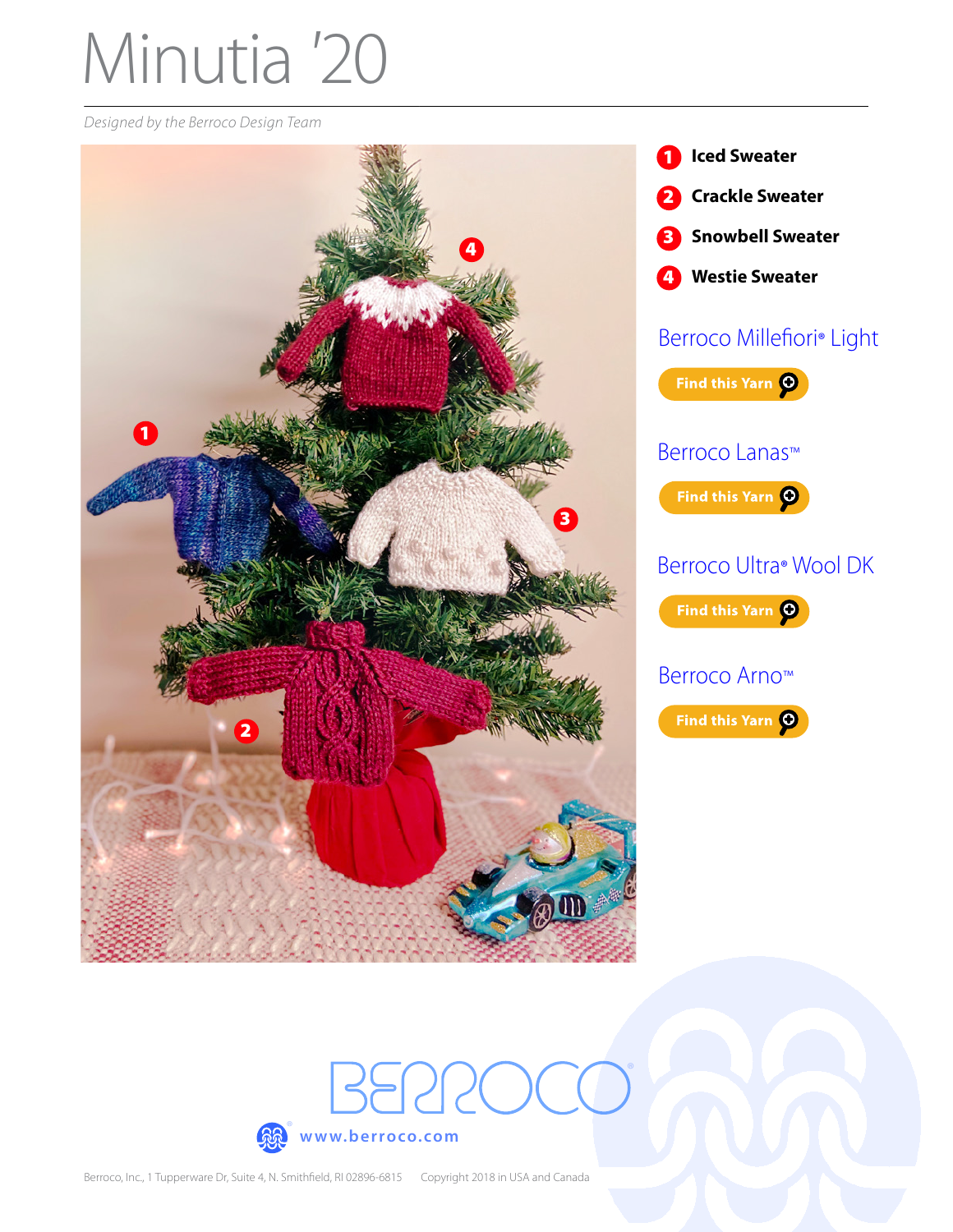# Minutia '20

*Designed by the Berroco Design Team*

1. **Iced Sweater**
2. **Crackle Sweater**
3. **Snowbell Sweater**
4. **Westie Sweater**

Berroco Millefiori® Light

Find this Yarn

Berroco Lanas™

Find this Yarn

Berroco Ultra® Wool DK

Find this Yarn

Berroco Arno™

Find this Yarn

BERROCO®

www.berroco.com

Berroco, Inc., 1 Tupperware Dr, Suite 4, N. Smithfield, RI 02896-6815    Copyright 2018 in USA and Canada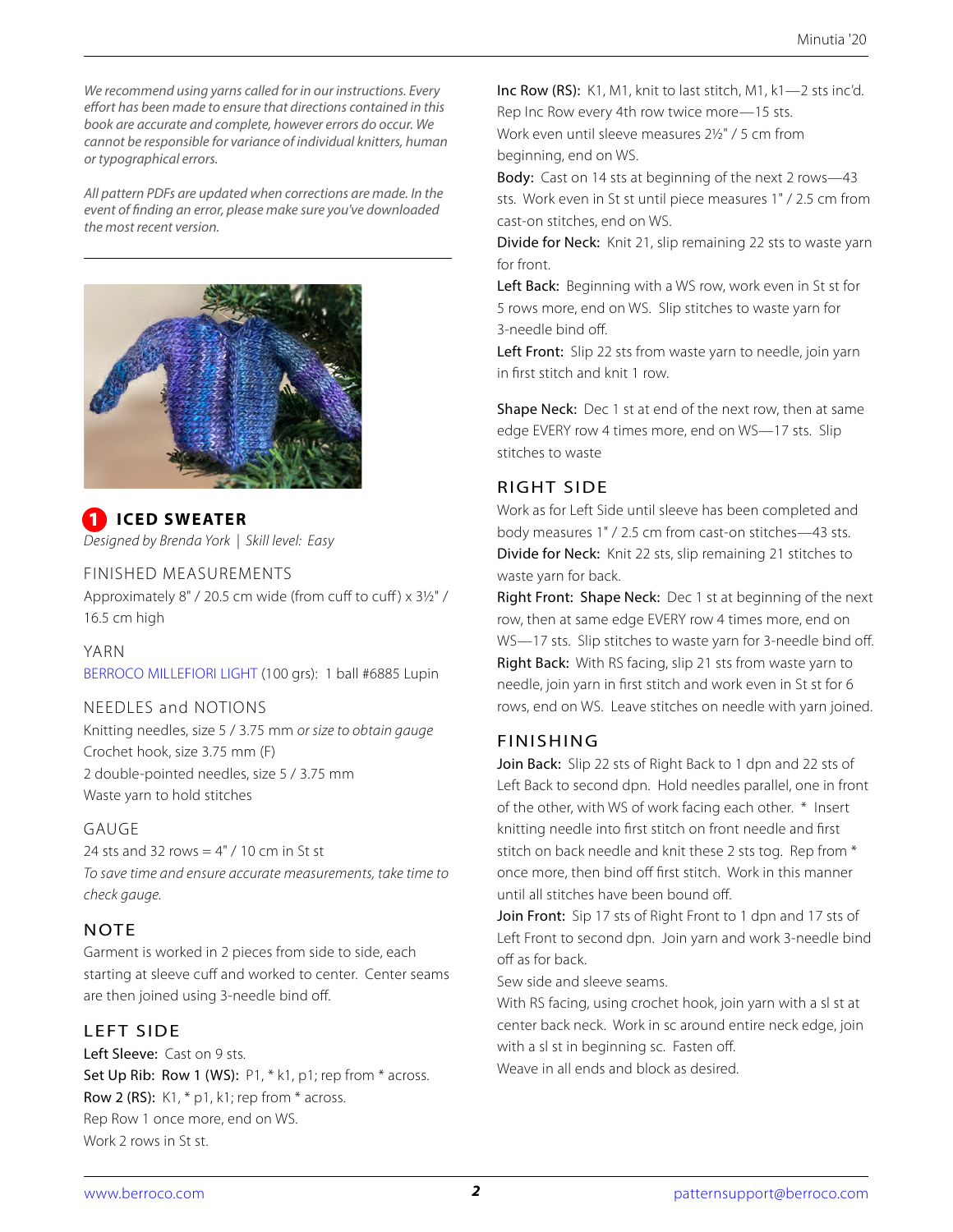*We recommend using yarns called for in our instructions. Every effort has been made to ensure that directions contained in this book are accurate and complete, however errors do occur. We cannot be responsible for variance of individual knitters, human or typographical errors.*

*All pattern PDFs are updated when corrections are made. In the event of finding an error, please make sure you've downloaded the most recent version.*

## 1 ICED SWEATER

*Designed by Brenda York | Skill level: Easy*

### FINISHED MEASUREMENTS

Approximately 8" / 20.5 cm wide (from cuff to cuff) x 3½" / 16.5 cm high

### YARN

BERROCO MILLEFIORI LIGHT (100 grs): 1 ball #6885 Lupin

### NEEDLES and NOTIONS

Knitting needles, size 5 / 3.75 mm *or size to obtain gauge*
Crochet hook, size 3.75 mm (F)
2 double-pointed needles, size 5 / 3.75 mm
Waste yarn to hold stitches

### GAUGE

24 sts and 32 rows = 4" / 10 cm in St st
*To save time and ensure accurate measurements, take time to check gauge.*

### NOTE

Garment is worked in 2 pieces from side to side, each starting at sleeve cuff and worked to center. Center seams are then joined using 3-needle bind off.

### LEFT SIDE

**Left Sleeve:** Cast on 9 sts.
**Set Up Rib: Row 1 (WS):** P1, * k1, p1; rep from * across.
**Row 2 (RS):** K1, * p1, k1; rep from * across.
Rep Row 1 once more, end on WS.
Work 2 rows in St st.
**Inc Row (RS):** K1, M1, knit to last stitch, M1, k1—2 sts inc'd.
Rep Inc Row every 4th row twice more—15 sts.
Work even until sleeve measures 2½" / 5 cm from beginning, end on WS.
**Body:** Cast on 14 sts at beginning of the next 2 rows—43 sts. Work even in St st until piece measures 1" / 2.5 cm from cast-on stitches, end on WS.
**Divide for Neck:** Knit 21, slip remaining 22 sts to waste yarn for front.
**Left Back:** Beginning with a WS row, work even in St st for 5 rows more, end on WS. Slip stitches to waste yarn for 3-needle bind off.
**Left Front:** Slip 22 sts from waste yarn to needle, join yarn in first stitch and knit 1 row.

**Shape Neck:** Dec 1 st at end of the next row, then at same edge EVERY row 4 times more, end on WS—17 sts. Slip stitches to waste

### RIGHT SIDE

Work as for Left Side until sleeve has been completed and body measures 1" / 2.5 cm from cast-on stitches—43 sts.
**Divide for Neck:** Knit 22 sts, slip remaining 21 stitches to waste yarn for back.
**Right Front: Shape Neck:** Dec 1 st at beginning of the next row, then at same edge EVERY row 4 times more, end on WS—17 sts. Slip stitches to waste yarn for 3-needle bind off.
**Right Back:** With RS facing, slip 21 sts from waste yarn to needle, join yarn in first stitch and work even in St st for 6 rows, end on WS. Leave stitches on needle with yarn joined.

### FINISHING

**Join Back:** Slip 22 sts of Right Back to 1 dpn and 22 sts of Left Back to second dpn. Hold needles parallel, one in front of the other, with WS of work facing each other. * Insert knitting needle into first stitch on front needle and first stitch on back needle and knit these 2 sts tog. Rep from * once more, then bind off first stitch. Work in this manner until all stitches have been bound off.
**Join Front:** Sip 17 sts of Right Front to 1 dpn and 17 sts of Left Front to second dpn. Join yarn and work 3-needle bind off as for back.
Sew side and sleeve seams.
With RS facing, using crochet hook, join yarn with a sl st at center back neck. Work in sc around entire neck edge, join with a sl st in beginning sc. Fasten off.
Weave in all ends and block as desired.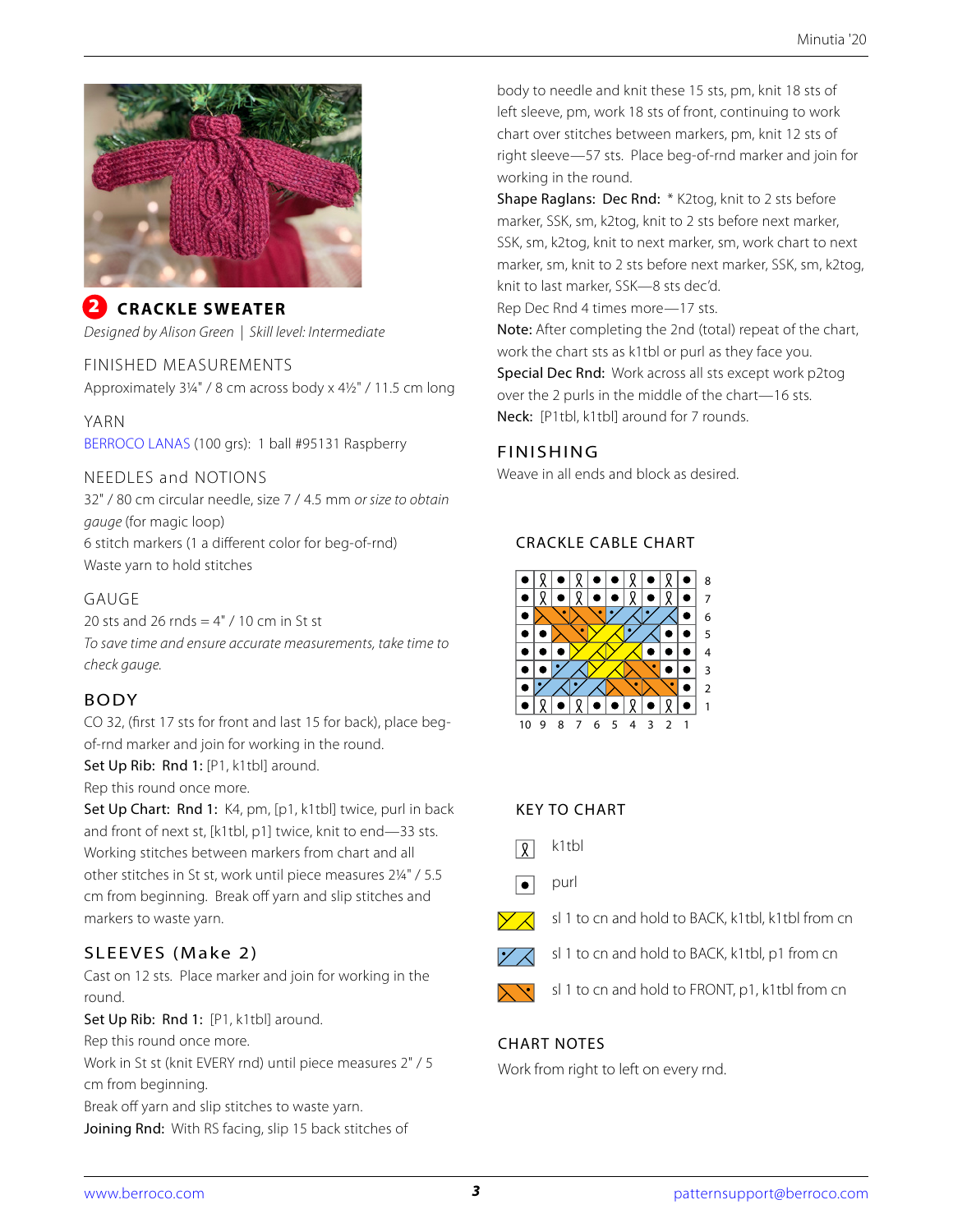## 2 CRACKLE SWEATER

*Designed by Alison Green | Skill level: Intermediate*

### FINISHED MEASUREMENTS

Approximately 3¼" / 8 cm across body x 4½" / 11.5 cm long

### YARN

BERROCO LANAS (100 grs): 1 ball #95131 Raspberry

### NEEDLES and NOTIONS

32" / 80 cm circular needle, size 7 / 4.5 mm *or size to obtain gauge* (for magic loop)

6 stitch markers (1 a different color for beg-of-rnd)

Waste yarn to hold stitches

### GAUGE

20 sts and 26 rnds = 4" / 10 cm in St st

*To save time and ensure accurate measurements, take time to check gauge.*

### BODY

CO 32, (first 17 sts for front and last 15 for back), place beg-of-rnd marker and join for working in the round.

**Set Up Rib: Rnd 1:** [P1, k1tbl] around.

Rep this round once more.

**Set Up Chart: Rnd 1:** K4, pm, [p1, k1tbl] twice, purl in back and front of next st, [k1tbl, p1] twice, knit to end—33 sts.

Working stitches between markers from chart and all other stitches in St st, work until piece measures 2¼" / 5.5 cm from beginning. Break off yarn and slip stitches and markers to waste yarn.

### SLEEVES (Make 2)

Cast on 12 sts. Place marker and join for working in the round.

**Set Up Rib: Rnd 1:** [P1, k1tbl] around.

Rep this round once more.

Work in St st (knit EVERY rnd) until piece measures 2" / 5 cm from beginning.

Break off yarn and slip stitches to waste yarn.

**Joining Rnd:** With RS facing, slip 15 back stitches of body to needle and knit these 15 sts, pm, knit 18 sts of left sleeve, pm, work 18 sts of front, continuing to work chart over stitches between markers, pm, knit 12 sts of right sleeve—57 sts. Place beg-of-rnd marker and join for working in the round.

**Shape Raglans: Dec Rnd:** * K2tog, knit to 2 sts before marker, SSK, sm, k2tog, knit to 2 sts before next marker, SSK, sm, k2tog, knit to next marker, sm, work chart to next marker, sm, knit to 2 sts before next marker, SSK, sm, k2tog, knit to last marker, SSK—8 sts dec'd.

Rep Dec Rnd 4 times more—17 sts.

**Note:** After completing the 2nd (total) repeat of the chart, work the chart sts as k1tbl or purl as they face you.

**Special Dec Rnd:** Work across all sts except work p2tog over the 2 purls in the middle of the chart—16 sts.

**Neck:** [P1tbl, k1tbl] around for 7 rounds.

### FINISHING

Weave in all ends and block as desired.

### CRACKLE CABLE CHART

### KEY TO CHART

- k1tbl
- purl
- sl 1 to cn and hold to BACK, k1tbl, k1tbl from cn
- sl 1 to cn and hold to BACK, k1tbl, p1 from cn
- sl 1 to cn and hold to FRONT, p1, k1tbl from cn

### CHART NOTES

Work from right to left on every rnd.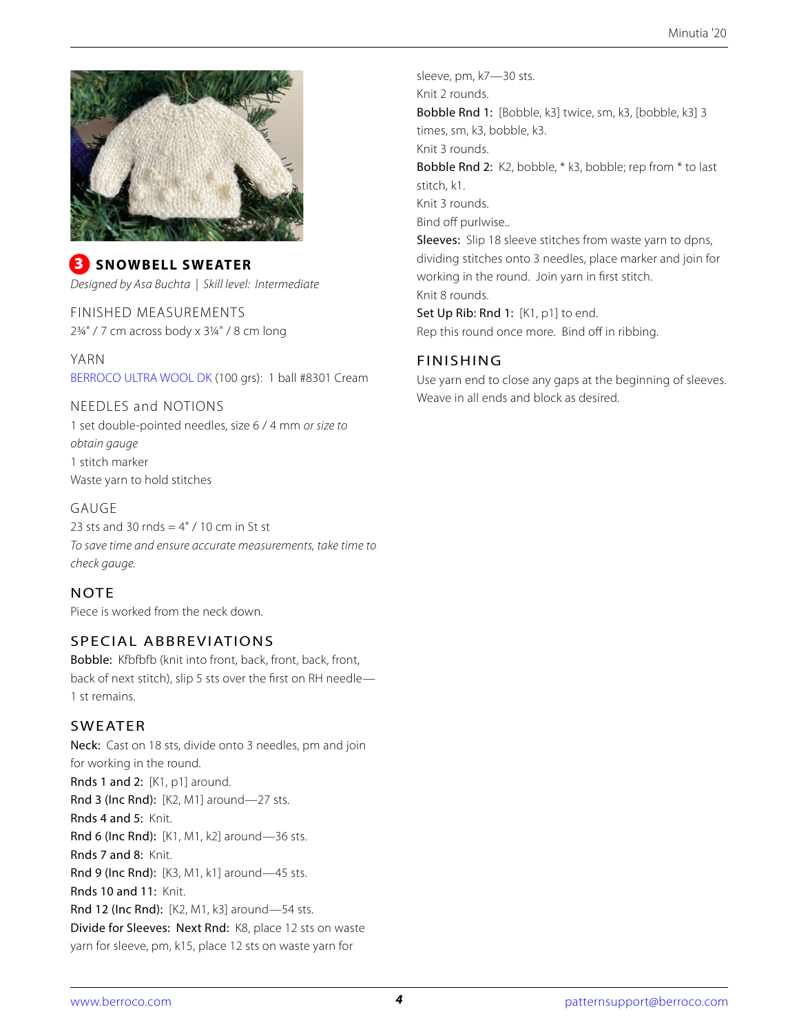## 3 SNOWBELL SWEATER

*Designed by Asa Buchta | Skill level: Intermediate*

### FINISHED MEASUREMENTS

2¾" / 7 cm across body x 3¼" / 8 cm long

### YARN

BERROCO ULTRA WOOL DK (100 grs): 1 ball #8301 Cream

### NEEDLES and NOTIONS

1 set double-pointed needles, size 6 / 4 mm *or size to obtain gauge*
1 stitch marker
Waste yarn to hold stitches

### GAUGE

23 sts and 30 rnds = 4" / 10 cm in St st
*To save time and ensure accurate measurements, take time to check gauge.*

### NOTE

Piece is worked from the neck down.

### SPECIAL ABBREVIATIONS

**Bobble:** Kfbfbfb (knit into front, back, front, back, front, back of next stitch), slip 5 sts over the first on RH needle—1 st remains.

### SWEATER

**Neck:** Cast on 18 sts, divide onto 3 needles, pm and join for working in the round.
**Rnds 1 and 2:** [K1, p1] around.
**Rnd 3 (Inc Rnd):** [K2, M1] around—27 sts.
**Rnds 4 and 5:** Knit.
**Rnd 6 (Inc Rnd):** [K1, M1, k2] around—36 sts.
**Rnds 7 and 8:** Knit.
**Rnd 9 (Inc Rnd):** [K3, M1, k1] around—45 sts.
**Rnds 10 and 11:** Knit.
**Rnd 12 (Inc Rnd):** [K2, M1, k3] around—54 sts.
**Divide for Sleeves: Next Rnd:** K8, place 12 sts on waste yarn for sleeve, pm, k15, place 12 sts on waste yarn for sleeve, pm, k7—30 sts.
Knit 2 rounds.
**Bobble Rnd 1:** [Bobble, k3] twice, sm, k3, [bobble, k3] 3 times, sm, k3, bobble, k3.
Knit 3 rounds.
**Bobble Rnd 2:** K2, bobble, * k3, bobble; rep from * to last stitch, k1.
Knit 3 rounds.
Bind off purlwise..
**Sleeves:** Slip 18 sleeve stitches from waste yarn to dpns, dividing stitches onto 3 needles, place marker and join for working in the round. Join yarn in first stitch.
Knit 8 rounds.
**Set Up Rib: Rnd 1:** [K1, p1] to end.
Rep this round once more. Bind off in ribbing.

### FINISHING

Use yarn end to close any gaps at the beginning of sleeves. Weave in all ends and block as desired.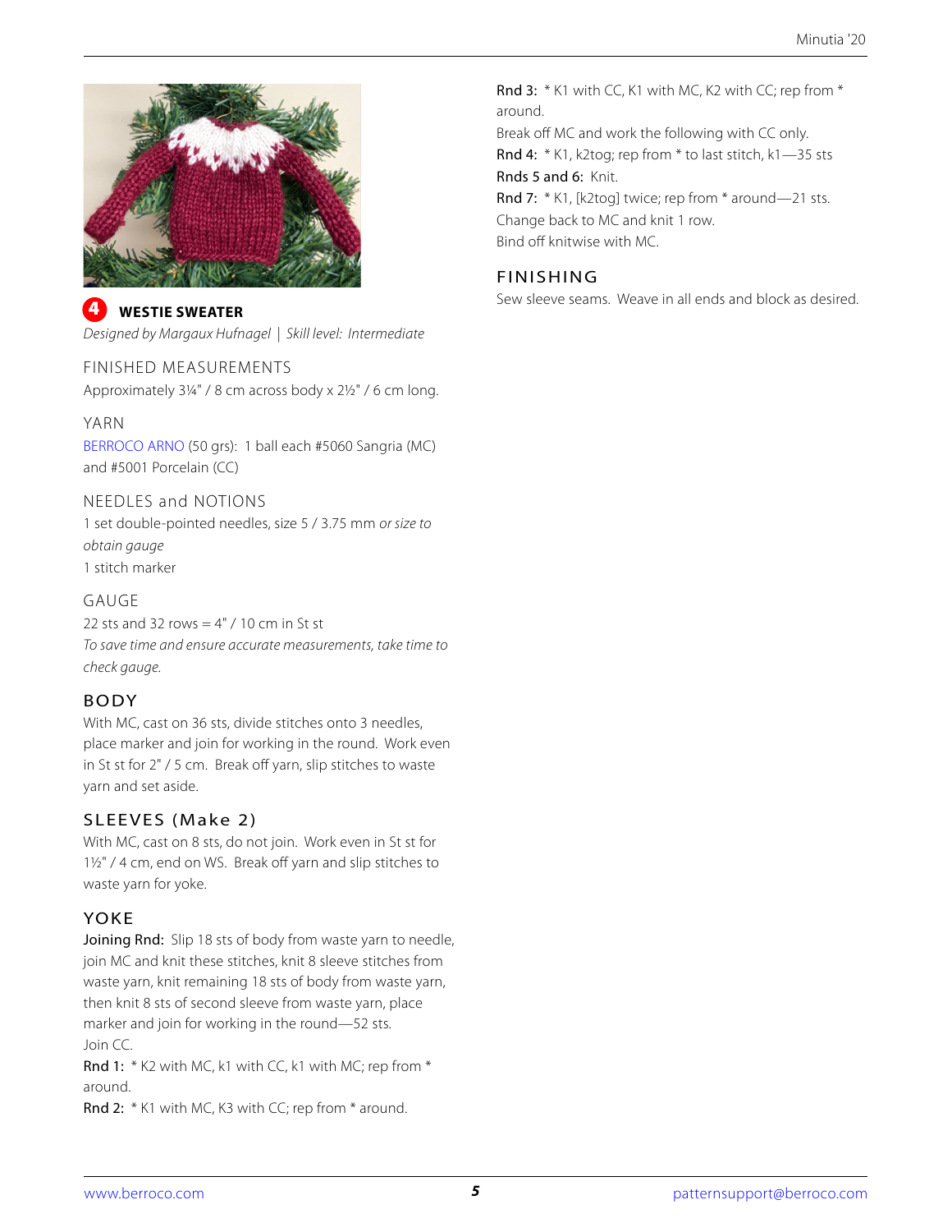**4 WESTIE SWEATER**

*Designed by Margaux Hufnagel | Skill level: Intermediate*

## FINISHED MEASUREMENTS

Approximately 3¼" / 8 cm across body x 2½" / 6 cm long.

## YARN

BERROCO ARNO (50 grs): 1 ball each #5060 Sangria (MC) and #5001 Porcelain (CC)

## NEEDLES and NOTIONS

1 set double-pointed needles, size 5 / 3.75 mm *or size to obtain gauge*

1 stitch marker

## GAUGE

22 sts and 32 rows = 4" / 10 cm in St st

*To save time and ensure accurate measurements, take time to check gauge.*

## BODY

With MC, cast on 36 sts, divide stitches onto 3 needles, place marker and join for working in the round. Work even in St st for 2" / 5 cm. Break off yarn, slip stitches to waste yarn and set aside.

## SLEEVES (Make 2)

With MC, cast on 8 sts, do not join. Work even in St st for 1½" / 4 cm, end on WS. Break off yarn and slip stitches to waste yarn for yoke.

## YOKE

**Joining Rnd:** Slip 18 sts of body from waste yarn to needle, join MC and knit these stitches, knit 8 sleeve stitches from waste yarn, knit remaining 18 sts of body from waste yarn, then knit 8 sts of second sleeve from waste yarn, place marker and join for working in the round—52 sts.

Join CC.

**Rnd 1:** * K2 with MC, k1 with CC, k1 with MC; rep from * around.

**Rnd 2:** * K1 with MC, K3 with CC; rep from * around.

**Rnd 3:** * K1 with CC, K1 with MC, K2 with CC; rep from * around.

Break off MC and work the following with CC only.

**Rnd 4:** * K1, k2tog; rep from * to last stitch, k1—35 sts

**Rnds 5 and 6:** Knit.

**Rnd 7:** * K1, [k2tog] twice; rep from * around—21 sts.

Change back to MC and knit 1 row.

Bind off knitwise with MC.

## FINISHING

Sew sleeve seams. Weave in all ends and block as desired.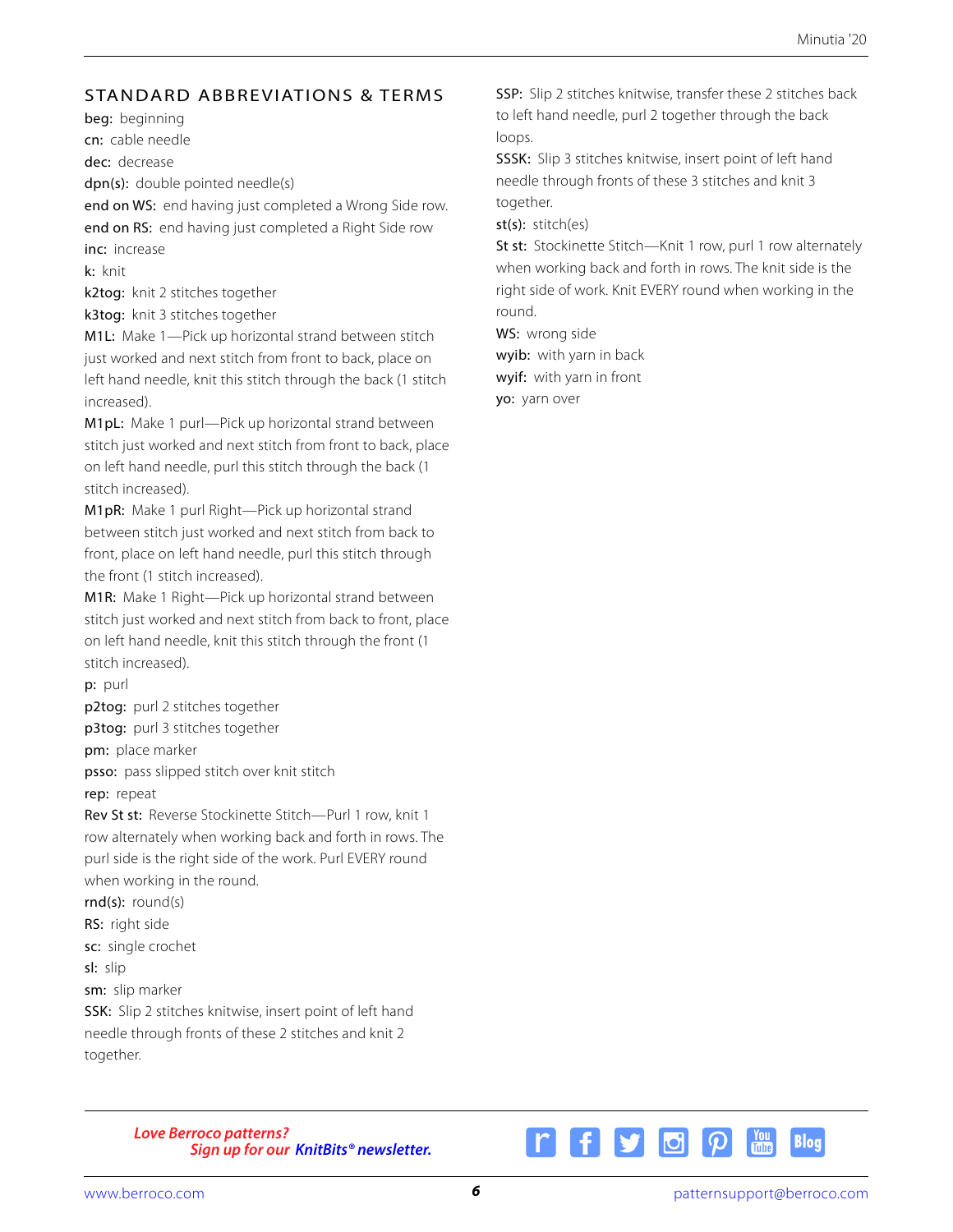## STANDARD ABBREVIATIONS & TERMS

**beg:** beginning

**cn:** cable needle

**dec:** decrease

**dpn(s):** double pointed needle(s)

**end on WS:** end having just completed a Wrong Side row.

**end on RS:** end having just completed a Right Side row

**inc:** increase

**k:** knit

**k2tog:** knit 2 stitches together

**k3tog:** knit 3 stitches together

**M1L:** Make 1—Pick up horizontal strand between stitch just worked and next stitch from front to back, place on left hand needle, knit this stitch through the back (1 stitch increased).

**M1pL:** Make 1 purl—Pick up horizontal strand between stitch just worked and next stitch from front to back, place on left hand needle, purl this stitch through the back (1 stitch increased).

**M1pR:** Make 1 purl Right—Pick up horizontal strand between stitch just worked and next stitch from back to front, place on left hand needle, purl this stitch through the front (1 stitch increased).

**M1R:** Make 1 Right—Pick up horizontal strand between stitch just worked and next stitch from back to front, place on left hand needle, knit this stitch through the front (1 stitch increased).

**p:** purl

**p2tog:** purl 2 stitches together

**p3tog:** purl 3 stitches together

**pm:** place marker

**psso:** pass slipped stitch over knit stitch

**rep:** repeat

**Rev St st:** Reverse Stockinette Stitch—Purl 1 row, knit 1 row alternately when working back and forth in rows. The purl side is the right side of the work. Purl EVERY round when working in the round.

**rnd(s):** round(s)

**RS:** right side

**sc:** single crochet

**sl:** slip

**sm:** slip marker

**SSK:** Slip 2 stitches knitwise, insert point of left hand needle through fronts of these 2 stitches and knit 2 together.

**SSP:** Slip 2 stitches knitwise, transfer these 2 stitches back to left hand needle, purl 2 together through the back loops.

**SSSK:** Slip 3 stitches knitwise, insert point of left hand needle through fronts of these 3 stitches and knit 3 together.

**st(s):** stitch(es)

**St st:** Stockinette Stitch—Knit 1 row, purl 1 row alternately when working back and forth in rows. The knit side is the right side of work. Knit EVERY round when working in the round.

**WS:** wrong side

**wyib:** with yarn in back

**wyif:** with yarn in front

**yo:** yarn over

*Love Berroco patterns? Sign up for our KnitBits® newsletter.*

www.berroco.com

patternsupport@berroco.com